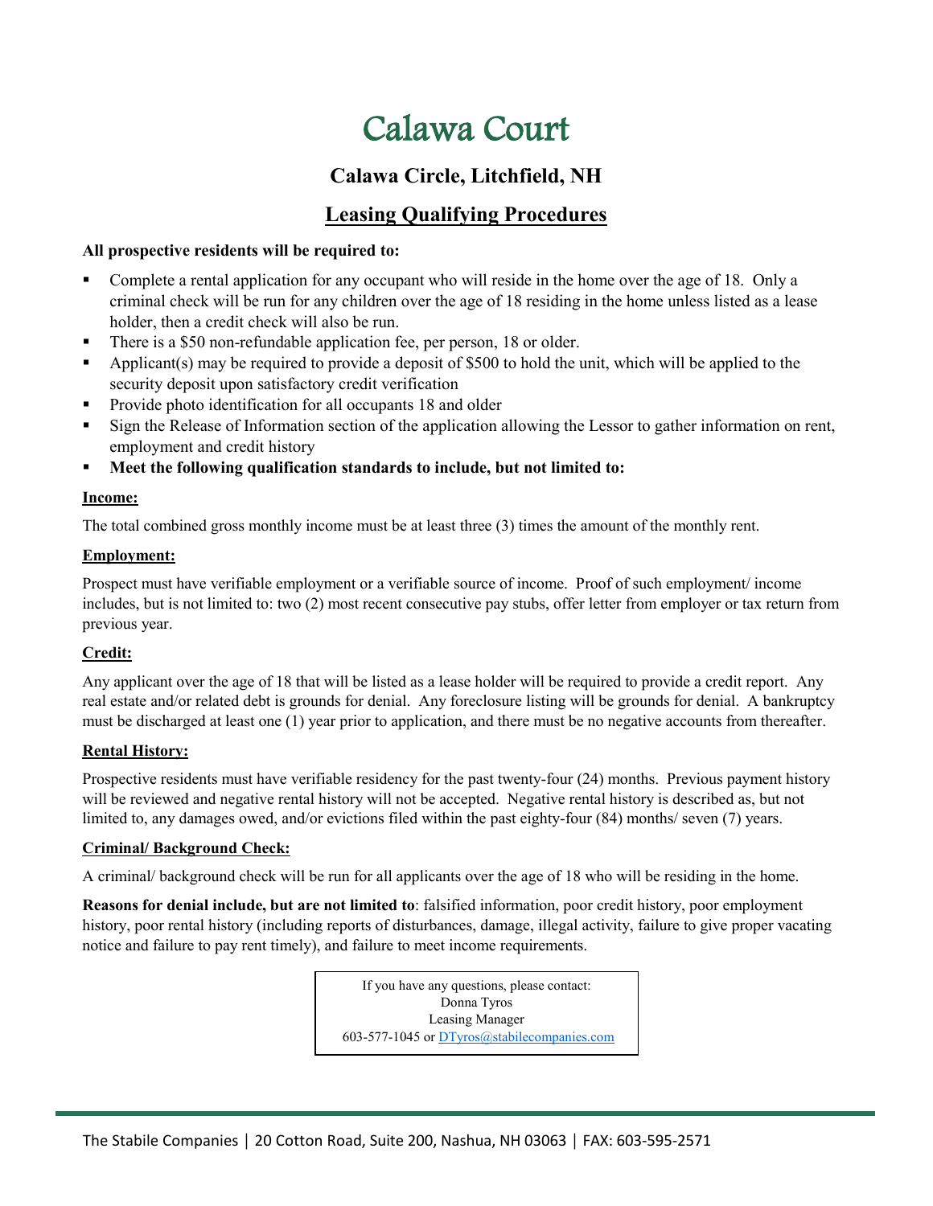# Calawa Court

## Calawa Circle, Litchfield, NH

## Leasing Qualifying Procedures

**All prospective residents will be required to:**

- Complete a rental application for any occupant who will reside in the home over the age of 18. Only a criminal check will be run for any children over the age of 18 residing in the home unless listed as a lease holder, then a credit check will also be run.
- There is a $50 non-refundable application fee, per person, 18 or older.
- Applicant(s) may be required to provide a deposit of $500 to hold the unit, which will be applied to the security deposit upon satisfactory credit verification
- Provide photo identification for all occupants 18 and older
- Sign the Release of Information section of the application allowing the Lessor to gather information on rent, employment and credit history
- **Meet the following qualification standards to include, but not limited to:**

**Income:**

The total combined gross monthly income must be at least three (3) times the amount of the monthly rent.

**Employment:**

Prospect must have verifiable employment or a verifiable source of income. Proof of such employment/ income includes, but is not limited to: two (2) most recent consecutive pay stubs, offer letter from employer or tax return from previous year.

**Credit:**

Any applicant over the age of 18 that will be listed as a lease holder will be required to provide a credit report. Any real estate and/or related debt is grounds for denial. Any foreclosure listing will be grounds for denial. A bankruptcy must be discharged at least one (1) year prior to application, and there must be no negative accounts from thereafter.

**Rental History:**

Prospective residents must have verifiable residency for the past twenty-four (24) months. Previous payment history will be reviewed and negative rental history will not be accepted. Negative rental history is described as, but not limited to, any damages owed, and/or evictions filed within the past eighty-four (84) months/ seven (7) years.

**Criminal/ Background Check:**

A criminal/ background check will be run for all applicants over the age of 18 who will be residing in the home.

**Reasons for denial include, but are not limited to**: falsified information, poor credit history, poor employment history, poor rental history (including reports of disturbances, damage, illegal activity, failure to give proper vacating notice and failure to pay rent timely), and failure to meet income requirements.

If you have any questions, please contact:
Donna Tyros
Leasing Manager
603-577-1045 or DTyros@stabilecompanies.com

The Stabile Companies | 20 Cotton Road, Suite 200, Nashua, NH 03063 | FAX: 603-595-2571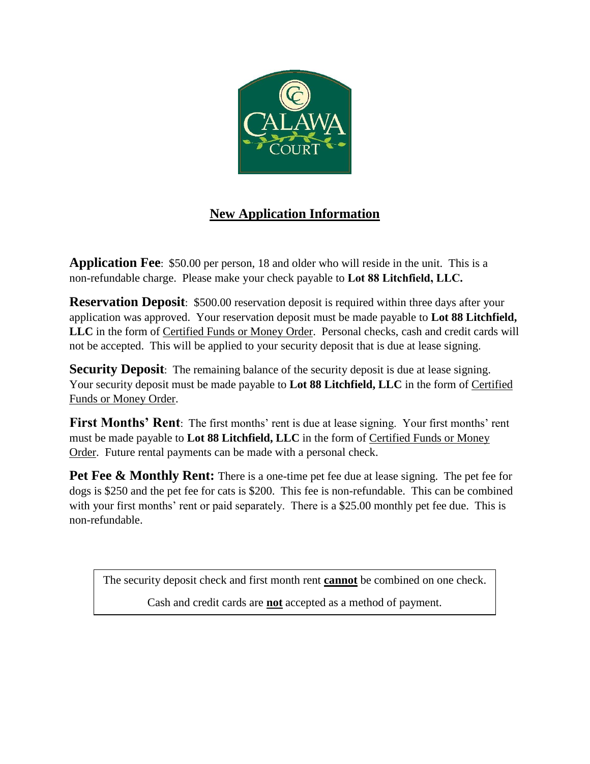CALAWA COURT

## New Application Information

**Application Fee**: $50.00 per person, 18 and older who will reside in the unit. This is a non-refundable charge. Please make your check payable to **Lot 88 Litchfield, LLC.**

**Reservation Deposit**: $500.00 reservation deposit is required within three days after your application was approved. Your reservation deposit must be made payable to **Lot 88 Litchfield, LLC** in the form of Certified Funds or Money Order. Personal checks, cash and credit cards will not be accepted. This will be applied to your security deposit that is due at lease signing.

**Security Deposit**: The remaining balance of the security deposit is due at lease signing. Your security deposit must be made payable to **Lot 88 Litchfield, LLC** in the form of Certified Funds or Money Order.

**First Months' Rent**: The first months' rent is due at lease signing. Your first months' rent must be made payable to **Lot 88 Litchfield, LLC** in the form of Certified Funds or Money Order. Future rental payments can be made with a personal check.

**Pet Fee & Monthly Rent:** There is a one-time pet fee due at lease signing. The pet fee for dogs is $250 and the pet fee for cats is $200. This fee is non-refundable. This can be combined with your first months' rent or paid separately. There is a $25.00 monthly pet fee due. This is non-refundable.

The security deposit check and first month rent **cannot** be combined on one check.

Cash and credit cards are **not** accepted as a method of payment.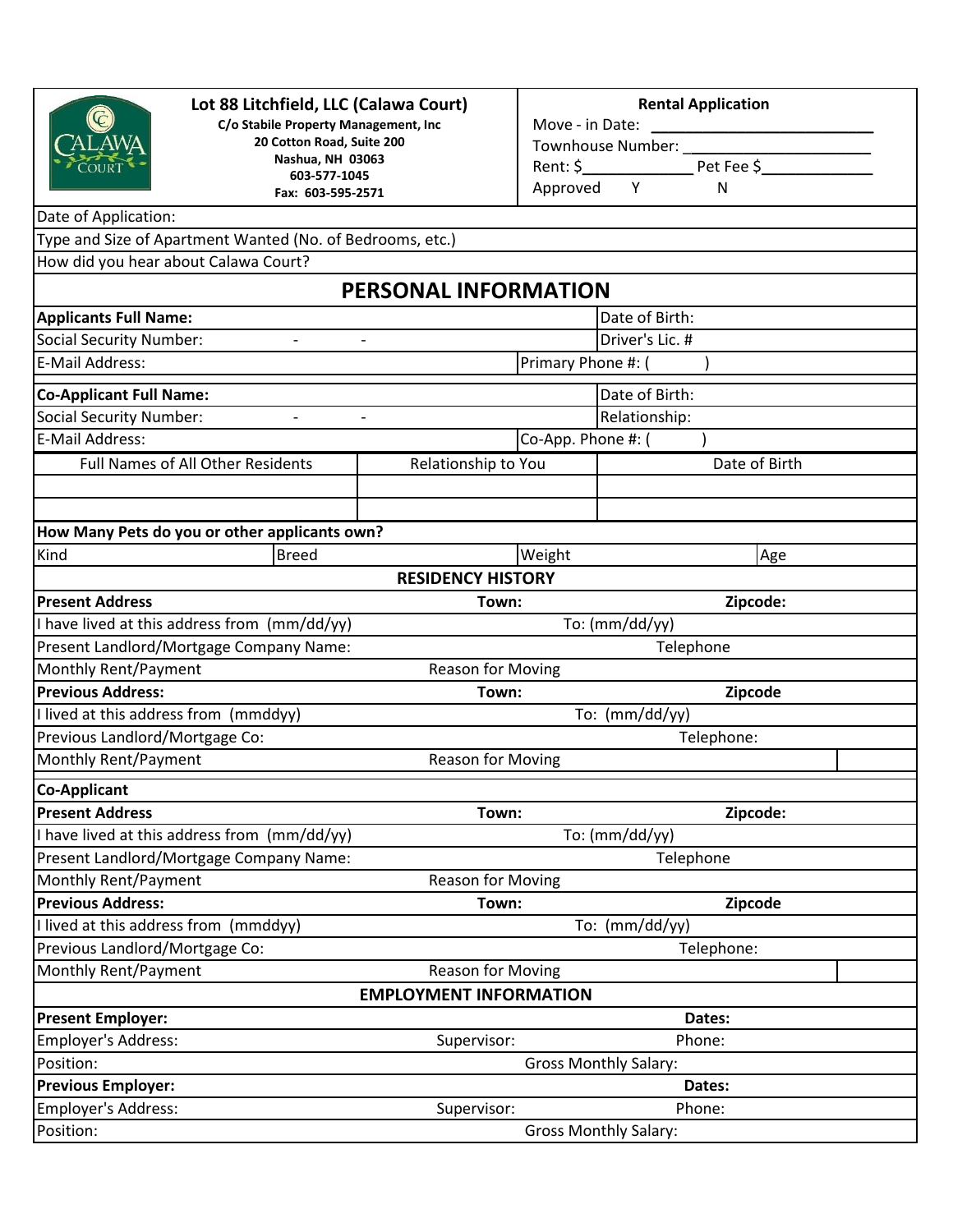**Lot 88 Litchfield, LLC (Calawa Court)**
**C/o Stabile Property Management, Inc**
**20 Cotton Road, Suite 200**
**Nashua, NH 03063**
**603-577-1045**
**Fax: 603-595-2571**

**Rental Application**

Move - in Date: ____________________________

Townhouse Number: ________________________

Rent: $______________ Pet Fee $______________

Approved Y N

Date of Application:

Type and Size of Apartment Wanted (No. of Bedrooms, etc.)

How did you hear about Calawa Court?

## PERSONAL INFORMATION

| | |
|---|---|
| **Applicants Full Name:** | Date of Birth: |
| Social Security Number: - - | Driver's Lic. # |
| E-Mail Address: | Primary Phone #: ( ) |

| | |
|---|---|
| **Co-Applicant Full Name:** | Date of Birth: |
| Social Security Number: - - | Relationship: |
| E-Mail Address: | Co-App. Phone #: ( ) |

| Full Names of All Other Residents | Relationship to You | Date of Birth |
|---|---|---|
| | | |
| | | |

**How Many Pets do you or other applicants own?**

| Kind | Breed | Weight | Age |
|---|---|---|---|

### RESIDENCY HISTORY

| | | |
|---|---|---|
| **Present Address** | **Town:** | **Zipcode:** |
| I have lived at this address from (mm/dd/yy) | To: (mm/dd/yy) | |
| Present Landlord/Mortgage Company Name: | | Telephone |
| Monthly Rent/Payment | Reason for Moving | |
| **Previous Address:** | **Town:** | **Zipcode** |
| I lived at this address from (mmddyy) | To: (mm/dd/yy) | |
| Previous Landlord/Mortgage Co: | | Telephone: |
| Monthly Rent/Payment | Reason for Moving | |

**Co-Applicant**

| | | |
|---|---|---|
| **Present Address** | **Town:** | **Zipcode:** |
| I have lived at this address from (mm/dd/yy) | To: (mm/dd/yy) | |
| Present Landlord/Mortgage Company Name: | | Telephone |
| Monthly Rent/Payment | Reason for Moving | |
| **Previous Address:** | **Town:** | **Zipcode** |
| I lived at this address from (mmddyy) | To: (mm/dd/yy) | |
| Previous Landlord/Mortgage Co: | | Telephone: |
| Monthly Rent/Payment | Reason for Moving | |

### EMPLOYMENT INFORMATION

| | | |
|---|---|---|
| **Present Employer:** | | **Dates:** |
| Employer's Address: | Supervisor: | Phone: |
| Position: | Gross Monthly Salary: | |
| **Previous Employer:** | | **Dates:** |
| Employer's Address: | Supervisor: | Phone: |
| Position: | Gross Monthly Salary: | |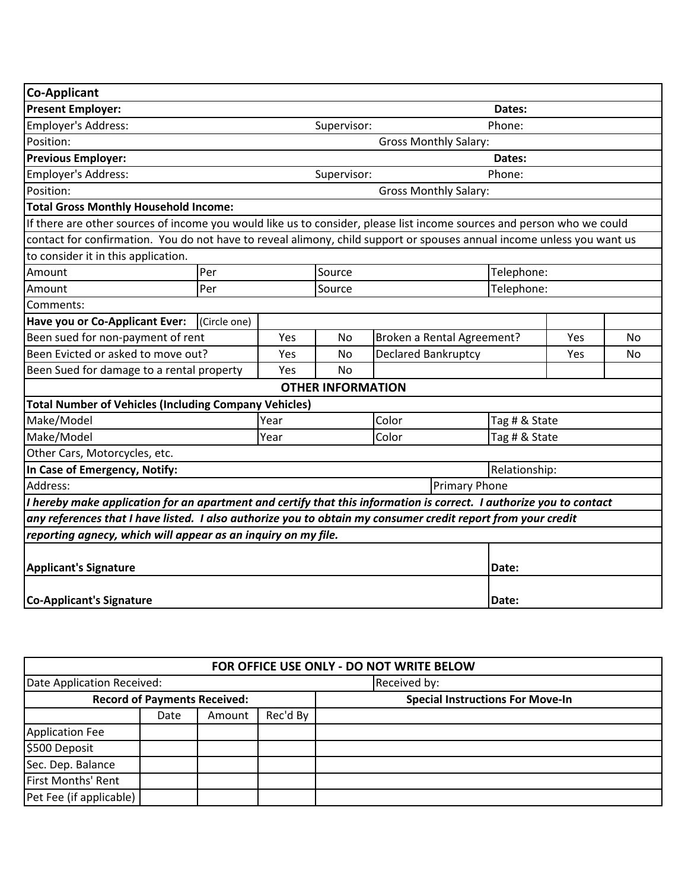**Co-Applicant**

| | | | |
|---|---|---|---|
| **Present Employer:** | | | **Dates:** |
| Employer's Address: | Supervisor: | | Phone: |
| Position: | | Gross Monthly Salary: | |
| **Previous Employer:** | | | **Dates:** |
| Employer's Address: | Supervisor: | | Phone: |
| Position: | | Gross Monthly Salary: | |

**Total Gross Monthly Household Income:**

If there are other sources of income you would like us to consider, please list income sources and person who we could contact for confirmation. You do not have to reveal alimony, child support or spouses annual income unless you want us to consider it in this application.

| Amount | Per | Source | Telephone: |
|---|---|---|---|
| Amount | Per | Source | Telephone: |

Comments:

| **Have you or Co-Applicant Ever:** (Circle one) | | | | | |
|---|---|---|---|---|---|
| Been sued for non-payment of rent | Yes | No | Broken a Rental Agreement? | Yes | No |
| Been Evicted or asked to move out? | Yes | No | Declared Bankruptcy | Yes | No |
| Been Sued for damage to a rental property | Yes | No | | | |

## OTHER INFORMATION

**Total Number of Vehicles (Including Company Vehicles)**

| Make/Model | Year | Color | Tag # & State |
|---|---|---|---|
| Make/Model | Year | Color | Tag # & State |

Other Cars, Motorcycles, etc.

| | |
|---|---|
| **In Case of Emergency, Notify:** | Relationship: |
| Address: | Primary Phone |

***I hereby make application for an apartment and certify that this information is correct. I authorize you to contact any references that I have listed. I also authorize you to obtain my consumer credit report from your credit reporting agnecy, which will appear as an inquiry on my file.***

| | |
|---|---|
| **Applicant's Signature** | Date: |
| **Co-Applicant's Signature** | Date: |

## FOR OFFICE USE ONLY - DO NOT WRITE BELOW

| | |
|---|---|
| Date Application Received: | Received by: |

| **Record of Payments Received:** | | | | **Special Instructions For Move-In** |
|---|---|---|---|---|
| | Date | Amount | Rec'd By | |
| Application Fee | | | | |
| $500 Deposit | | | | |
| Sec. Dep. Balance | | | | |
| First Months' Rent | | | | |
| Pet Fee (if applicable) | | | | |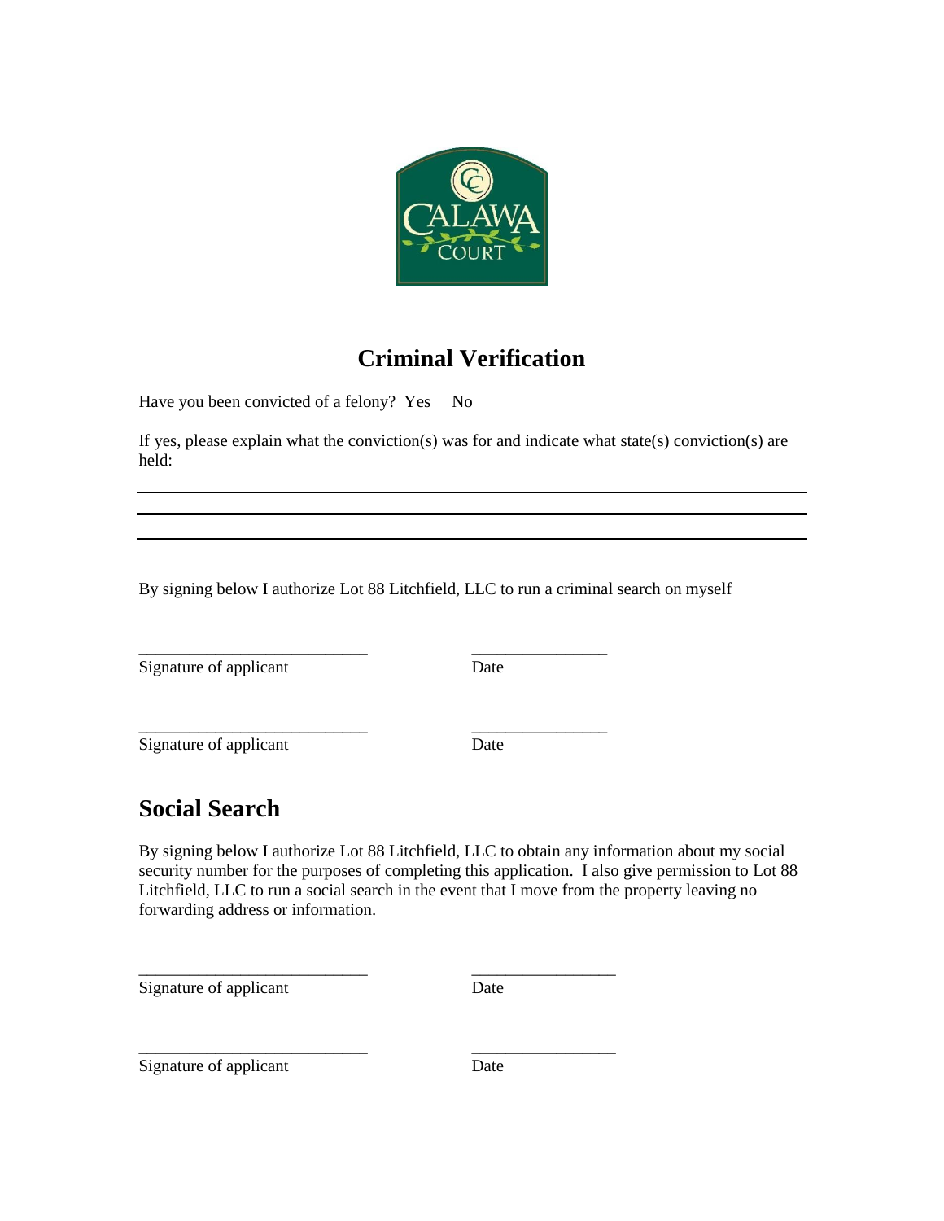CALAWA COURT

# Criminal Verification

Have you been convicted of a felony? Yes No

If yes, please explain what the conviction(s) was for and indicate what state(s) conviction(s) are held:

___

___

___

By signing below I authorize Lot 88 Litchfield, LLC to run a criminal search on myself

___________________________ ________________
Signature of applicant Date

___________________________ ________________
Signature of applicant Date

## Social Search

By signing below I authorize Lot 88 Litchfield, LLC to obtain any information about my social security number for the purposes of completing this application. I also give permission to Lot 88 Litchfield, LLC to run a social search in the event that I move from the property leaving no forwarding address or information.

___________________________ _________________
Signature of applicant Date

___________________________ _________________
Signature of applicant Date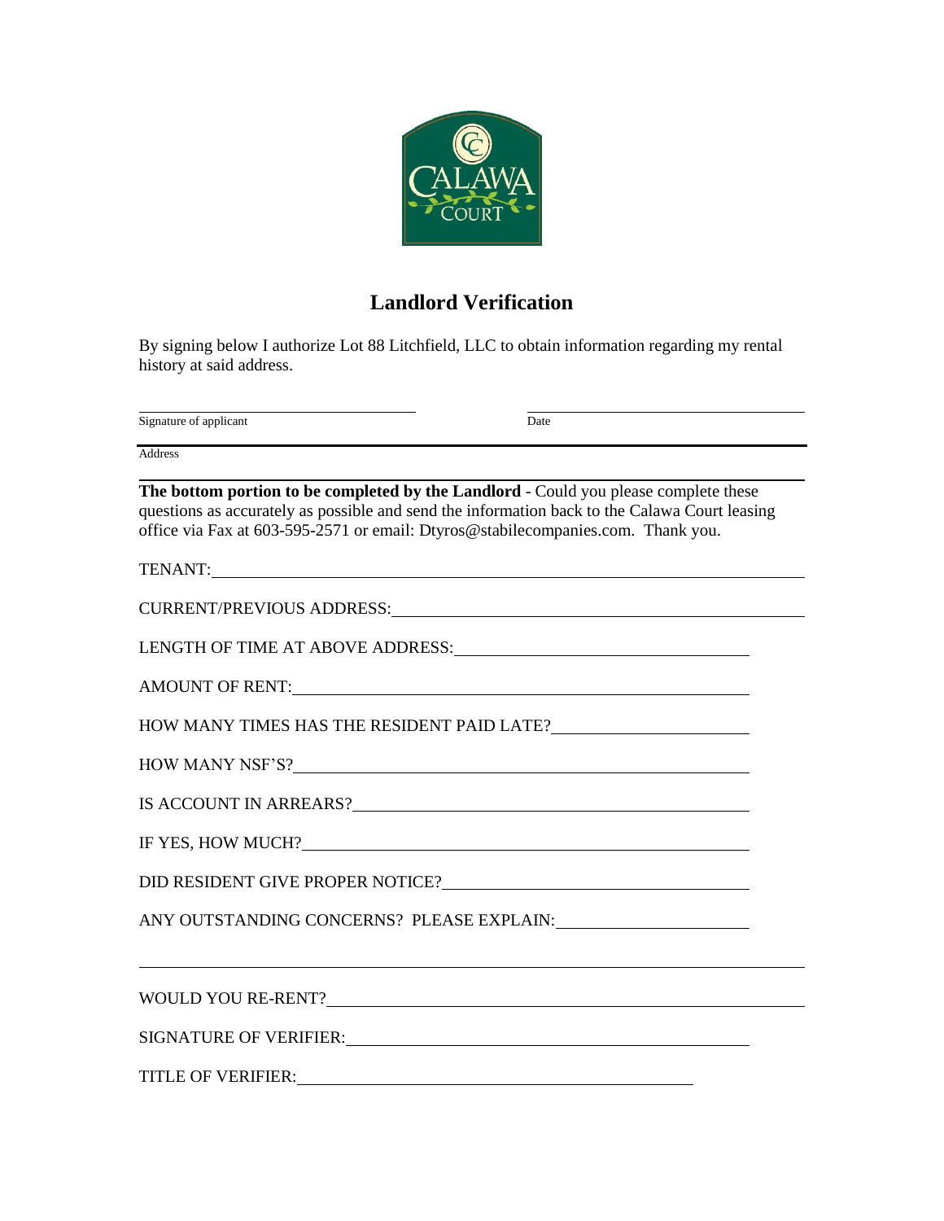# Landlord Verification

By signing below I authorize Lot 88 Litchfield, LLC to obtain information regarding my rental history at said address.

Signature of applicant ______________________ Date ______________________

Address

---

**The bottom portion to be completed by the Landlord** - Could you please complete these questions as accurately as possible and send the information back to the Calawa Court leasing office via Fax at 603-595-2571 or email: Dtyros@stabilecompanies.com. Thank you.

TENANT: ______________________

CURRENT/PREVIOUS ADDRESS: ______________________

LENGTH OF TIME AT ABOVE ADDRESS: ______________________

AMOUNT OF RENT: ______________________

HOW MANY TIMES HAS THE RESIDENT PAID LATE? ______________________

HOW MANY NSF'S? ______________________

IS ACCOUNT IN ARREARS? ______________________

IF YES, HOW MUCH? ______________________

DID RESIDENT GIVE PROPER NOTICE? ______________________

ANY OUTSTANDING CONCERNS? PLEASE EXPLAIN: ______________________

______________________

WOULD YOU RE-RENT? ______________________

SIGNATURE OF VERIFIER: ______________________

TITLE OF VERIFIER: ______________________